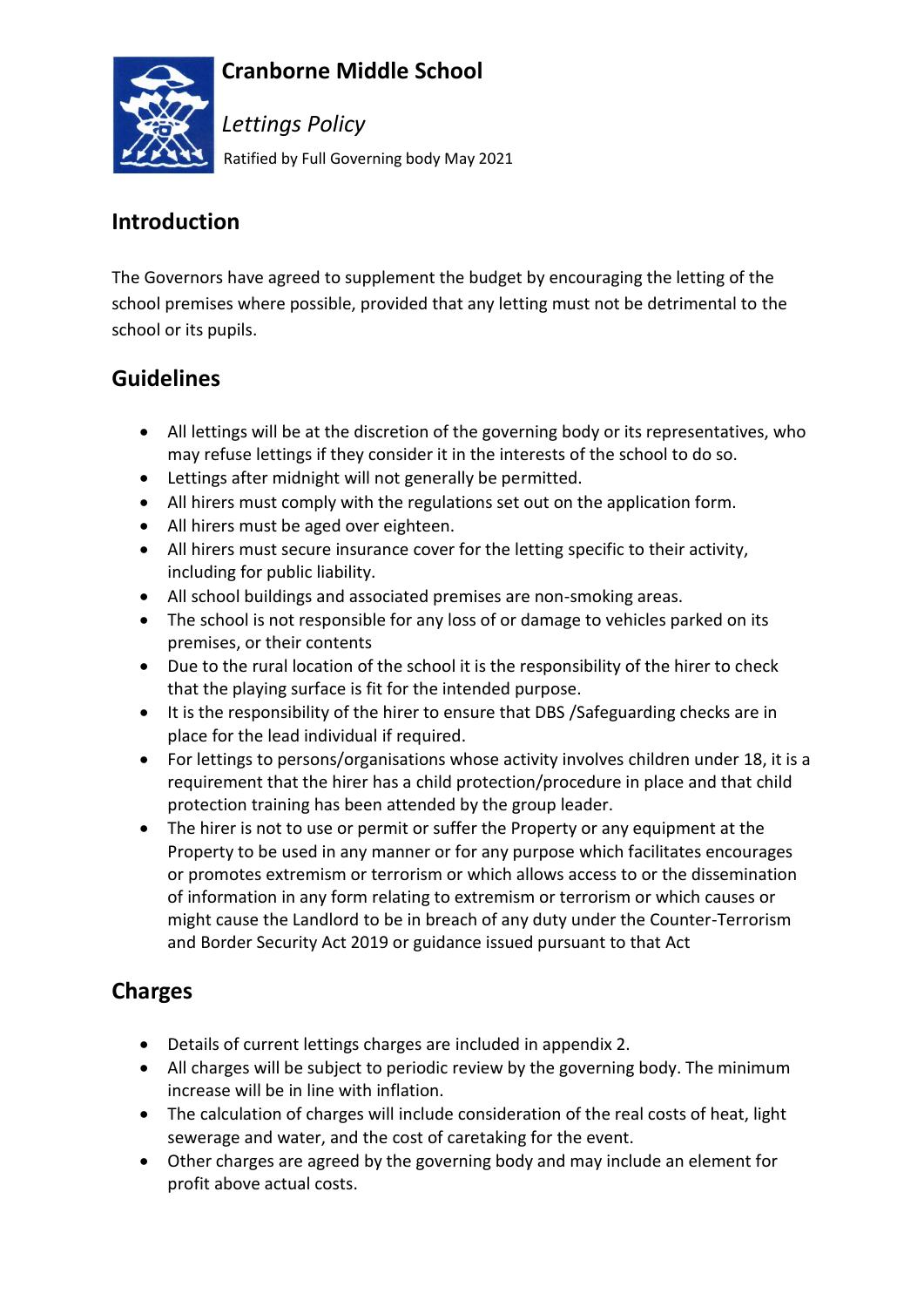# Cranborne Middle School

*Lettings Policy*

Ratified by Full Governing body May 2021

## Introduction

The Governors have agreed to supplement the budget by encouraging the letting of the school premises where possible, provided that any letting must not be detrimental to the school or its pupils.

## Guidelines

- All lettings will be at the discretion of the governing body or its representatives, who may refuse lettings if they consider it in the interests of the school to do so.
- Lettings after midnight will not generally be permitted.
- All hirers must comply with the regulations set out on the application form.
- All hirers must be aged over eighteen.
- All hirers must secure insurance cover for the letting specific to their activity, including for public liability.
- All school buildings and associated premises are non-smoking areas.
- The school is not responsible for any loss of or damage to vehicles parked on its premises, or their contents
- Due to the rural location of the school it is the responsibility of the hirer to check that the playing surface is fit for the intended purpose.
- It is the responsibility of the hirer to ensure that DBS /Safeguarding checks are in place for the lead individual if required.
- For lettings to persons/organisations whose activity involves children under 18, it is a requirement that the hirer has a child protection/procedure in place and that child protection training has been attended by the group leader.
- The hirer is not to use or permit or suffer the Property or any equipment at the Property to be used in any manner or for any purpose which facilitates encourages or promotes extremism or terrorism or which allows access to or the dissemination of information in any form relating to extremism or terrorism or which causes or might cause the Landlord to be in breach of any duty under the Counter-Terrorism and Border Security Act 2019 or guidance issued pursuant to that Act

## Charges

- Details of current lettings charges are included in appendix 2.
- All charges will be subject to periodic review by the governing body. The minimum increase will be in line with inflation.
- The calculation of charges will include consideration of the real costs of heat, light sewerage and water, and the cost of caretaking for the event.
- Other charges are agreed by the governing body and may include an element for profit above actual costs.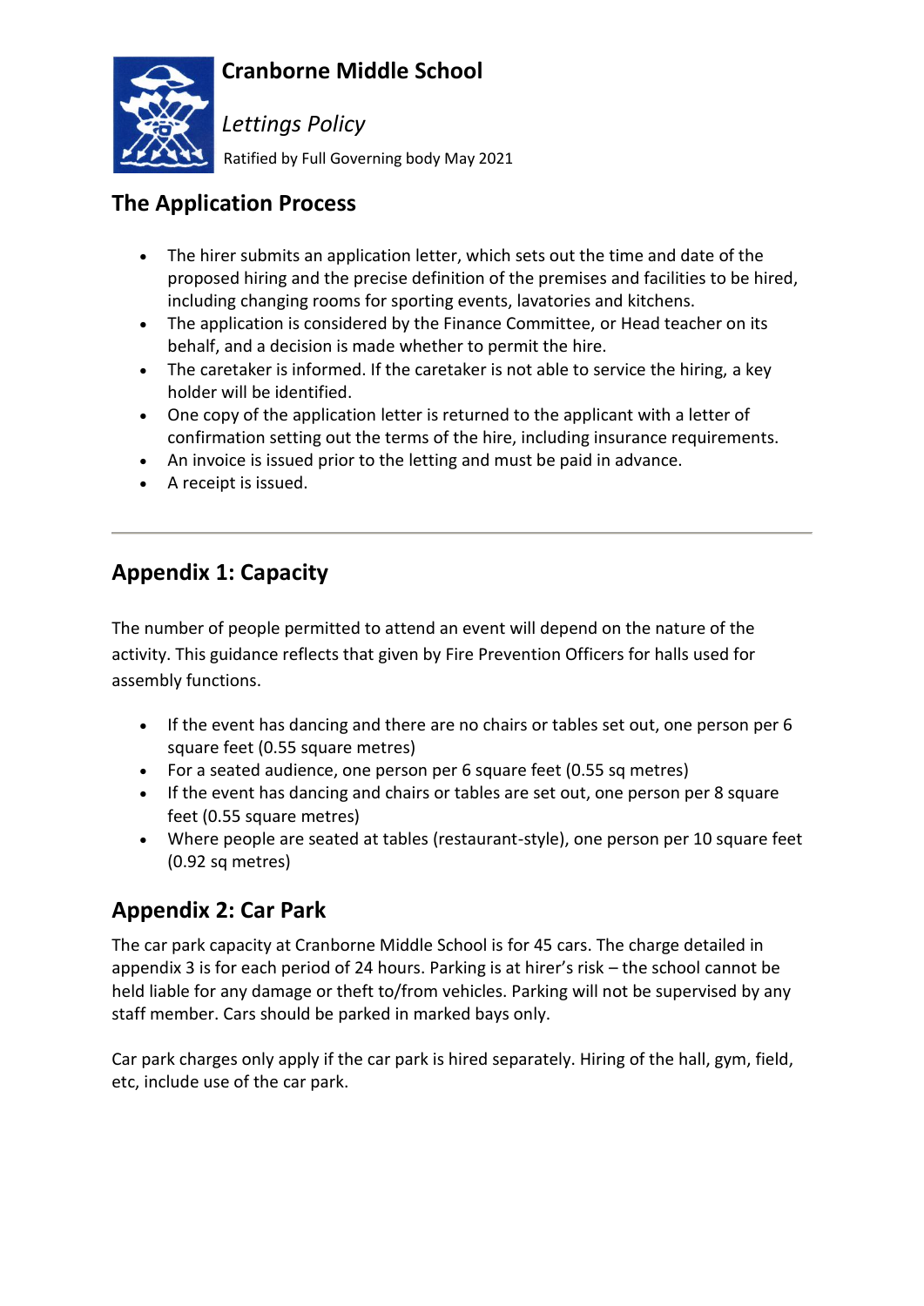# Cranborne Middle School

*Lettings Policy*

Ratified by Full Governing body May 2021

## The Application Process

- The hirer submits an application letter, which sets out the time and date of the proposed hiring and the precise definition of the premises and facilities to be hired, including changing rooms for sporting events, lavatories and kitchens.
- The application is considered by the Finance Committee, or Head teacher on its behalf, and a decision is made whether to permit the hire.
- The caretaker is informed. If the caretaker is not able to service the hiring, a key holder will be identified.
- One copy of the application letter is returned to the applicant with a letter of confirmation setting out the terms of the hire, including insurance requirements.
- An invoice is issued prior to the letting and must be paid in advance.
- A receipt is issued.

---

## Appendix 1: Capacity

The number of people permitted to attend an event will depend on the nature of the activity. This guidance reflects that given by Fire Prevention Officers for halls used for assembly functions.

- If the event has dancing and there are no chairs or tables set out, one person per 6 square feet (0.55 square metres)
- For a seated audience, one person per 6 square feet (0.55 sq metres)
- If the event has dancing and chairs or tables are set out, one person per 8 square feet (0.55 square metres)
- Where people are seated at tables (restaurant-style), one person per 10 square feet (0.92 sq metres)

## Appendix 2: Car Park

The car park capacity at Cranborne Middle School is for 45 cars. The charge detailed in appendix 3 is for each period of 24 hours. Parking is at hirer's risk – the school cannot be held liable for any damage or theft to/from vehicles. Parking will not be supervised by any staff member. Cars should be parked in marked bays only.

Car park charges only apply if the car park is hired separately. Hiring of the hall, gym, field, etc, include use of the car park.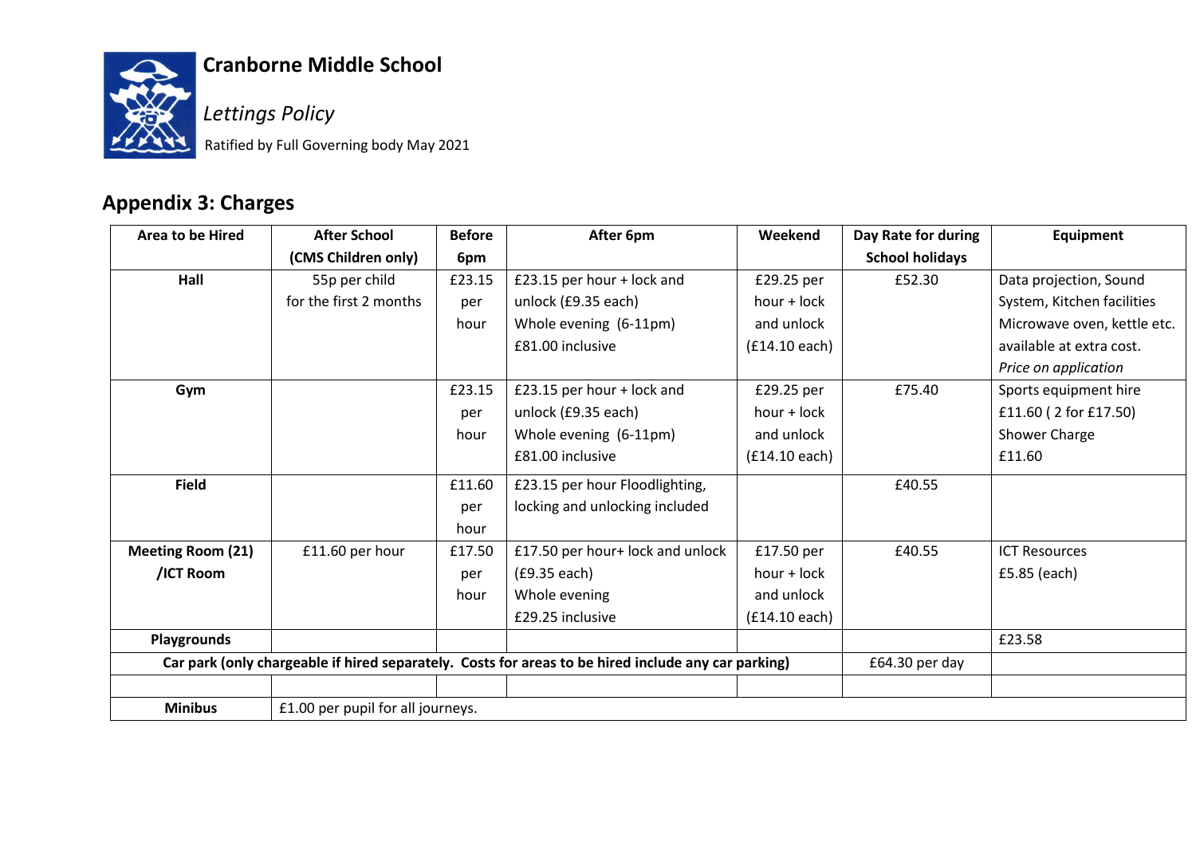**Cranborne Middle School**

*Lettings Policy*

Ratified by Full Governing body May 2021

## Appendix 3: Charges

| Area to be Hired | After School (CMS Children only) | Before 6pm | After 6pm | Weekend | Day Rate for during School holidays | Equipment |
|---|---|---|---|---|---|---|
| **Hall** | 55p per child for the first 2 months | £23.15 per hour | £23.15 per hour + lock and unlock (£9.35 each) Whole evening (6-11pm) £81.00 inclusive | £29.25 per hour + lock and unlock (£14.10 each) | £52.30 | Data projection, Sound System, Kitchen facilities Microwave oven, kettle etc. available at extra cost. *Price on application* |
| **Gym** | | £23.15 per hour | £23.15 per hour + lock and unlock (£9.35 each) Whole evening (6-11pm) £81.00 inclusive | £29.25 per hour + lock and unlock (£14.10 each) | £75.40 | Sports equipment hire £11.60 ( 2 for £17.50) Shower Charge £11.60 |
| **Field** | | £11.60 per hour | £23.15 per hour Floodlighting, locking and unlocking included | | £40.55 | |
| **Meeting Room (21) /ICT Room** | £11.60 per hour | £17.50 per hour | £17.50 per hour+ lock and unlock (£9.35 each) Whole evening £29.25 inclusive | £17.50 per hour + lock and unlock (£14.10 each) | £40.55 | ICT Resources £5.85 (each) |
| **Playgrounds** | | | | | | £23.58 |
| **Car park (only chargeable if hired separately. Costs for areas to be hired include any car parking)** | | | | | £64.30 per day | |
| | | | | | | |
| **Minibus** | £1.00 per pupil for all journeys. | | | | | |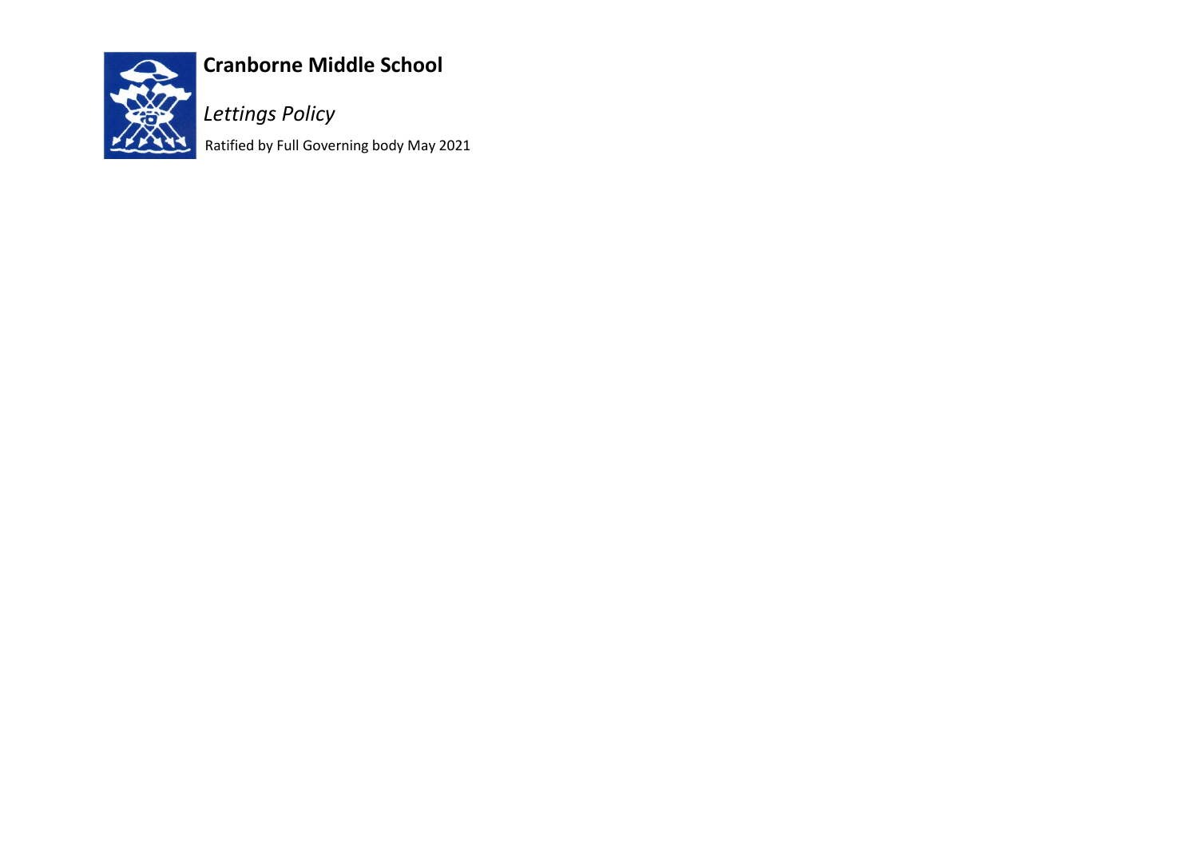**Cranborne Middle School**

*Lettings Policy*

Ratified by Full Governing body May 2021